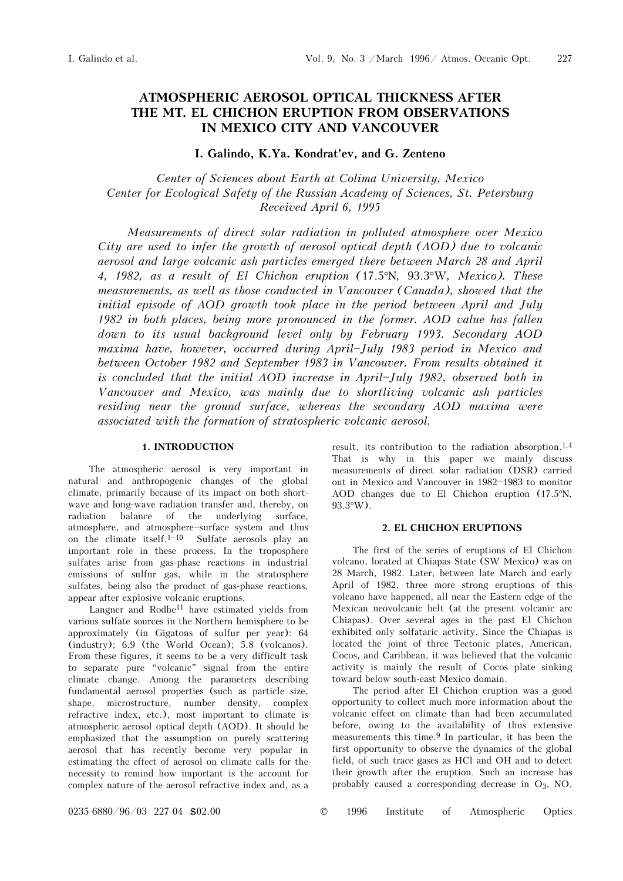# ATMOSPHERIC AEROSOL OPTICAL THICKNESS AFTER THE MT. EL CHICHON ERUPTION FROM OBSERVATIONS IN MEXICO CITY AND VANCOUVER

**I. Galindo, K.Ya. Kondrat'ev, and G. Zenteno**

*Center of Sciences about Earth at Colima University, Mexico*
*Center for Ecological Safety of the Russian Academy of Sciences, St. Petersburg*
*Received April 6, 1995*

*Measurements of direct solar radiation in polluted atmosphere over Mexico City are used to infer the growth of aerosol optical depth (AOD) due to volcanic aerosol and large volcanic ash particles emerged there between March 28 and April 4, 1982, as a result of El Chichon eruption (17.5°N, 93.3°W, Mexico). These measurements, as well as those conducted in Vancouver (Canada), showed that the initial episode of AOD growth took place in the period between April and July 1982 in both places, being more pronounced in the former. AOD value has fallen down to its usual background level only by February 1993. Secondary AOD maxima have, however, occurred during April–July 1983 period in Mexico and between October 1982 and September 1983 in Vancouver. From results obtained it is concluded that the initial AOD increase in April–July 1982, observed both in Vancouver and Mexico, was mainly due to shortliving volcanic ash particles residing near the ground surface, whereas the secondary AOD maxima were associated with the formation of stratospheric volcanic aerosol.*

## 1. INTRODUCTION

The atmospheric aerosol is very important in natural and anthropogenic changes of the global climate, primarily because of its impact on both short-wave and long-wave radiation transfer and, thereby, on radiation balance of the underlying surface, atmosphere, and atmosphere–surface system and thus on the climate itself.[1–10] Sulfate aerosols play an important role in these process. In the troposphere sulfates arise from gas-phase reactions in industrial emissions of sulfur gas, while in the stratosphere sulfates, being also the product of gas-phase reactions, appear after explosive volcanic eruptions.

Langner and Rodhe[11] have estimated yields from various sulfate sources in the Northern hemisphere to be approximately (in Gigatons of sulfur per year): 64 (industry); 6.9 (the World Ocean); 5.8 (volcanos). From these figures, it seems to be a very difficult task to separate pure "volcanic" signal from the entire climate change. Among the parameters describing fundamental aerosol properties (such as particle size, shape, microstructure, number density, complex refractive index, etc.), most important to climate is atmospheric aerosol optical depth (AOD). It should be emphasized that the assumption on purely scattering aerosol that has recently become very popular in estimating the effect of aerosol on climate calls for the necessity to remind how important is the account for complex nature of the aerosol refractive index and, as a result, its contribution to the radiation absorption.[1,4] That is why in this paper we mainly discuss measurements of direct solar radiation (DSR) carried out in Mexico and Vancouver in 1982–1983 to monitor AOD changes due to El Chichon eruption (17.5°N, 93.3°W).

## 2. EL CHICHON ERUPTIONS

The first of the series of eruptions of El Chichon volcano, located at Chiapas State (SW Mexico) was on 28 March, 1982. Later, between late March and early April of 1982, three more strong eruptions of this volcano have happened, all near the Eastern edge of the Mexican neovolcanic belt (at the present volcanic arc Chiapas). Over several ages in the past El Chichon exhibited only solfataric activity. Since the Chiapas is located the joint of three Tectonic plates, American, Cocos, and Caribbean, it was believed that the volcanic activity is mainly the result of Cocos plate sinking toward below south-east Mexico domain.

The period after El Chichon eruption was a good opportunity to collect much more information about the volcanic effect on climate than had been accumulated before, owing to the availability of thus extensive measurements this time.[9] In particular, it has been the first opportunity to observe the dynamics of the global field, of such trace gases as HCl and OH and to detect their growth after the eruption. Such an increase has probably caused a corresponding decrease in $O_3$, NO,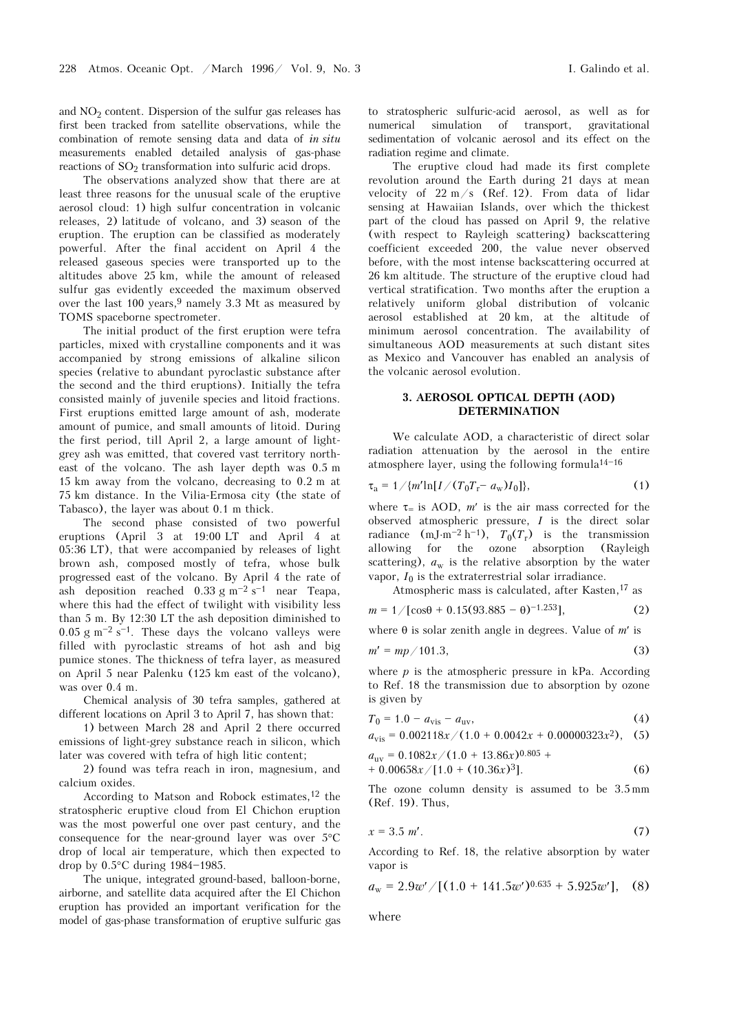and $NO_2$ content. Dispersion of the sulfur gas releases has first been tracked from satellite observations, while the combination of remote sensing data and data of *in situ* measurements enabled detailed analysis of gas-phase reactions of $SO_2$ transformation into sulfuric acid drops.

The observations analyzed show that there are at least three reasons for the unusual scale of the eruptive aerosol cloud: 1) high sulfur concentration in volcanic releases, 2) latitude of volcano, and 3) season of the eruption. The eruption can be classified as moderately powerful. After the final accident on April 4 the released gaseous species were transported up to the altitudes above 25 km, while the amount of released sulfur gas evidently exceeded the maximum observed over the last 100 years,[9] namely 3.3 Mt as measured by TOMS spaceborne spectrometer.

The initial product of the first eruption were tefra particles, mixed with crystalline components and it was accompanied by strong emissions of alkaline silicon species (relative to abundant pyroclastic substance after the second and the third eruptions). Initially the tefra consisted mainly of juvenile species and litoid fractions. First eruptions emitted large amount of ash, moderate amount of pumice, and small amounts of litoid. During the first period, till April 2, a large amount of light-grey ash was emitted, that covered vast territory north-east of the volcano. The ash layer depth was 0.5 m 15 km away from the volcano, decreasing to 0.2 m at 75 km distance. In the Vilia-Ermosa city (the state of Tabasco), the layer was about 0.1 m thick.

The second phase consisted of two powerful eruptions (April 3 at 19:00 LT and April 4 at 05:36 LT), that were accompanied by releases of light brown ash, composed mostly of tefra, whose bulk progressed east of the volcano. By April 4 the rate of ash deposition reached 0.33 $g\ m^{-2}\ s^{-1}$ near Teapa, where this had the effect of twilight with visibility less than 5 m. By 12:30 LT the ash deposition diminished to 0.05 $g\ m^{-2}\ s^{-1}$. These days the volcano valleys were filled with pyroclastic streams of hot ash and big pumice stones. The thickness of tefra layer, as measured on April 5 near Palenku (125 km east of the volcano), was over 0.4 m.

Chemical analysis of 30 tefra samples, gathered at different locations on April 3 to April 7, has shown that:

1) between March 28 and April 2 there occurred emissions of light-grey substance reach in silicon, which later was covered with tefra of high litic content;

2) found was tefra reach in iron, magnesium, and calcium oxides.

According to Matson and Robock estimates,[12] the stratospheric eruptive cloud from El Chichon eruption was the most powerful one over past century, and the consequence for the near-ground layer was over 5°C drop of local air temperature, which then expected to drop by 0.5°C during 1984–1985.

The unique, integrated ground-based, balloon-borne, airborne, and satellite data acquired after the El Chichon eruption has provided an important verification for the model of gas-phase transformation of eruptive sulfuric gas to stratospheric sulfuric-acid aerosol, as well as for numerical simulation of transport, gravitational sedimentation of volcanic aerosol and its effect on the radiation regime and climate.

The eruptive cloud had made its first complete revolution around the Earth during 21 days at mean velocity of 22 m/s (Ref. 12). From data of lidar sensing at Hawaiian Islands, over which the thickest part of the cloud has passed on April 9, the relative (with respect to Rayleigh scattering) backscattering coefficient exceeded 200, the value never observed before, with the most intense backscattering occurred at 26 km altitude. The structure of the eruptive cloud had vertical stratification. Two months after the eruption a relatively uniform global distribution of volcanic aerosol established at 20 km, at the altitude of minimum aerosol concentration. The availability of simultaneous AOD measurements at such distant sites as Mexico and Vancouver has enabled an analysis of the volcanic aerosol evolution.

## 3. AEROSOL OPTICAL DEPTH (AOD) DETERMINATION

We calculate AOD, a characteristic of direct solar radiation attenuation by the aerosol in the entire atmosphere layer, using the following formula[14–16]

$$\tau_a = 1/\{m'\ln[I/(T_0 T_r - a_w) I_0]\}, \quad (1)$$

where $\tau_a$ is AOD, $m'$ is the air mass corrected for the observed atmospheric pressure, $I$ is the direct solar radiance ($mJ{\cdot}m^{-2}\ h^{-1}$), $T_0(T_r)$ is the transmission allowing for the ozone absorption (Rayleigh scattering), $a_w$ is the relative absorption by the water vapor, $I_0$ is the extraterrestrial solar irradiance.

Atmospheric mass is calculated, after Kasten,[17] as

$$m = 1/[\cos\theta + 0.15(93.885 - \theta)^{-1.253}], \quad (2)$$

where $\theta$ is solar zenith angle in degrees. Value of $m'$ is

$$m' = mp/101.3, \quad (3)$$

where $p$ is the atmospheric pressure in kPa. According to Ref. 18 the transmission due to absorption by ozone is given by

$$T_0 = 1.0 - a_{vis} - a_{uv}, \quad (4)$$

$$a_{vis} = 0.002118x/(1.0 + 0.0042x + 0.00000323x^2), \quad (5)$$

$$a_{uv} = 0.1082x/(1.0 + 13.86x)^{0.805} + 0.00658x/[1.0 + (10.36x)^3]. \quad (6)$$

The ozone column density is assumed to be 3.5 mm (Ref. 19). Thus,

$$x = 3.5\ m'. \quad (7)$$

According to Ref. 18, the relative absorption by water vapor is

$$a_w = 2.9w'/[(1.0 + 141.5w')^{0.635} + 5.925w'], \quad (8)$$

where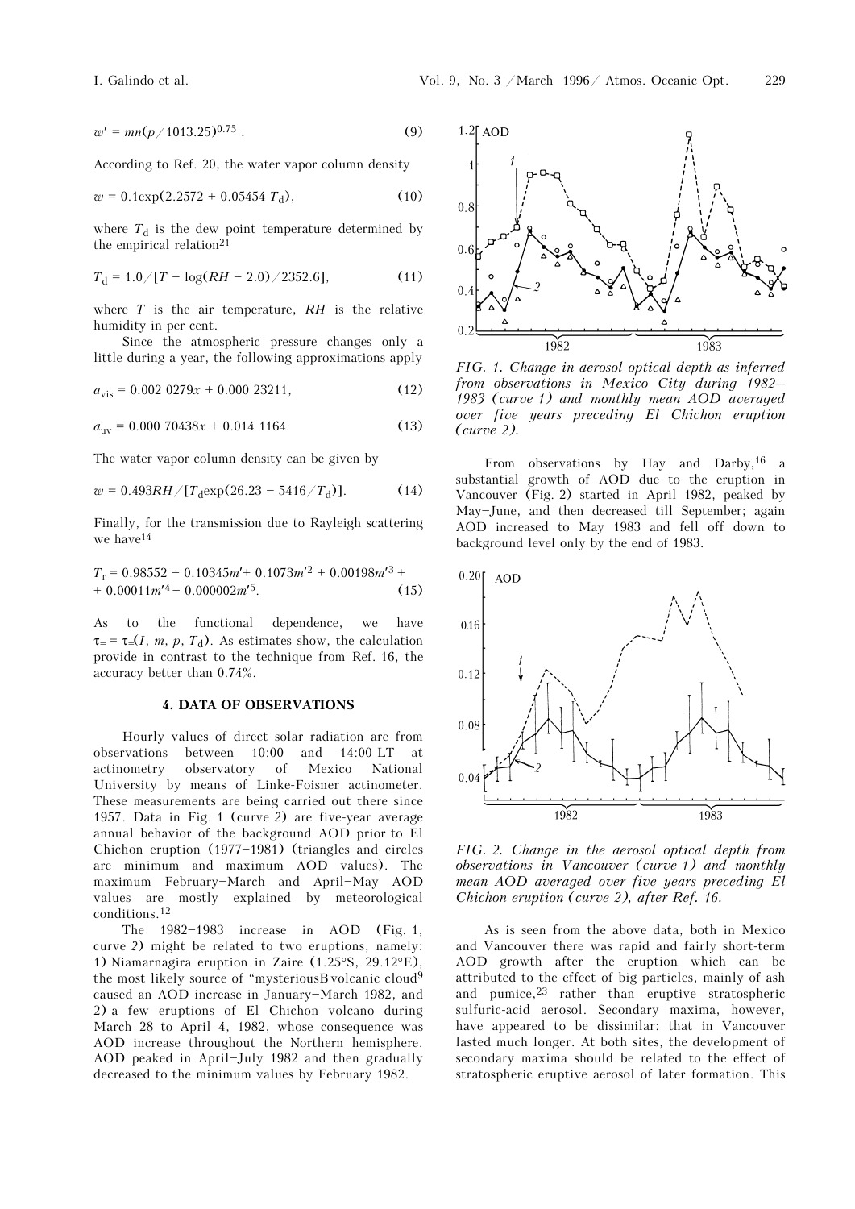$$w' = mn(p/1013.25)^{0.75}. \quad (9)$$

According to Ref. 20, the water vapor column density

$$w = 0.1\exp(2.2572 + 0.05454\, T_d), \quad (10)$$

where $T_d$ is the dew point temperature determined by the empirical relation[21]

$$T_d = 1.0/[T - \log(RH - 2.0)/2352.6], \quad (11)$$

where $T$ is the air temperature, $RH$ is the relative humidity in per cent.

Since the atmospheric pressure changes only a little during a year, the following approximations apply

$$a_{vis} = 0.002\,0279x + 0.000\,23211, \quad (12)$$

$$a_{uv} = 0.000\,70438x + 0.014\,1164. \quad (13)$$

The water vapor column density can be given by

$$w = 0.493RH/[T_d\exp(26.23 - 5416/T_d)]. \quad (14)$$

Finally, for the transmission due to Rayleigh scattering we have[14]

$$T_r = 0.98552 - 0.10345m' + 0.1073m'^2 + 0.00198m'^3 + 0.00011m'^4 - 0.000002m'^5. \quad (15)$$

As to the functional dependence, we have $\tau_= = \tau_=(I, m, p, T_d)$. As estimates show, the calculation provide in contrast to the technique from Ref. 16, the accuracy better than 0.74%.

## 4. DATA OF OBSERVATIONS

Hourly values of direct solar radiation are from observations between 10:00 and 14:00 LT at actinometry observatory of Mexico National University by means of Linke-Foisner actinometer. These measurements are being carried out there since 1957. Data in Fig. 1 (curve *2*) are five-year average annual behavior of the background AOD prior to El Chichon eruption (1977–1981) (triangles and circles are minimum and maximum AOD values). The maximum February–March and April–May AOD values are mostly explained by meteorological conditions.[12]

The 1982–1983 increase in AOD (Fig. 1, curve *2*) might be related to two eruptions, namely: 1) Niamarnagira eruption in Zaire (1.25°S, 29.12°E), the most likely source of "mysterious volcanic cloud"[9] caused an AOD increase in January–March 1982, and 2) a few eruptions of El Chichon volcano during March 28 to April 4, 1982, whose consequence was AOD increase throughout the Northern hemisphere. AOD peaked in April–July 1982 and then gradually decreased to the minimum values by February 1982.

*FIG. 1. Change in aerosol optical depth as inferred from observations in Mexico City during 1982–1983 (curve 1) and monthly mean AOD averaged over five years preceding El Chichon eruption (curve 2).*

From observations by Hay and Darby,[16] a substantial growth of AOD due to the eruption in Vancouver (Fig. 2) started in April 1982, peaked by May–June, and then decreased till September; again AOD increased to May 1983 and fell off down to background level only by the end of 1983.

*FIG. 2. Change in the aerosol optical depth from observations in Vancouver (curve 1) and monthly mean AOD averaged over five years preceding El Chichon eruption (curve 2), after Ref. 16.*

As is seen from the above data, both in Mexico and Vancouver there was rapid and fairly short-term AOD growth after the eruption which can be attributed to the effect of big particles, mainly of ash and pumice,[23] rather than eruptive stratospheric sulfuric-acid aerosol. Secondary maxima, however, have appeared to be dissimilar: that in Vancouver lasted much longer. At both sites, the development of secondary maxima should be related to the effect of stratospheric eruptive aerosol of later formation. This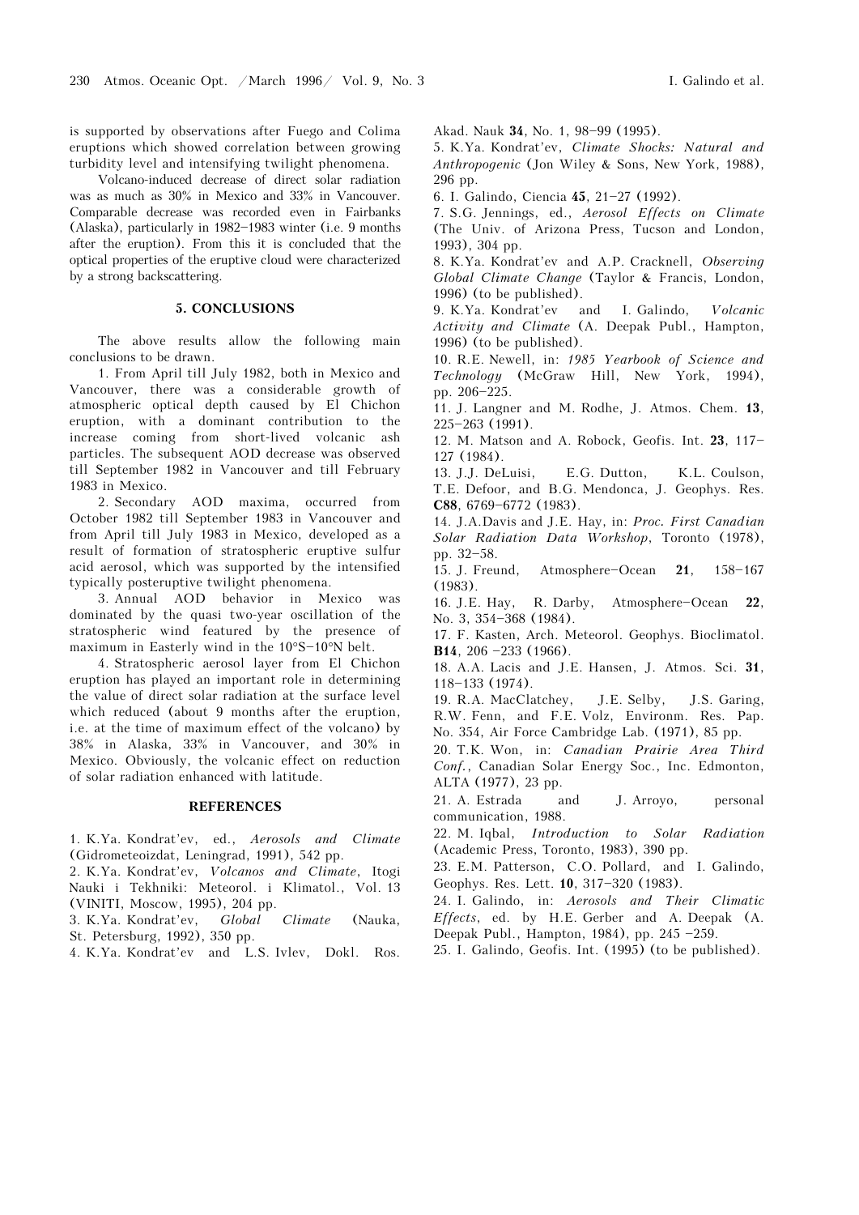is supported by observations after Fuego and Colima eruptions which showed correlation between growing turbidity level and intensifying twilight phenomena.

Volcano-induced decrease of direct solar radiation was as much as 30% in Mexico and 33% in Vancouver. Comparable decrease was recorded even in Fairbanks (Alaska), particularly in 1982–1983 winter (i.e. 9 months after the eruption). From this it is concluded that the optical properties of the eruptive cloud were characterized by a strong backscattering.

## 5. CONCLUSIONS

The above results allow the following main conclusions to be drawn.

1. From April till July 1982, both in Mexico and Vancouver, there was a considerable growth of atmospheric optical depth caused by El Chichon eruption, with a dominant contribution to the increase coming from short-lived volcanic ash particles. The subsequent AOD decrease was observed till September 1982 in Vancouver and till February 1983 in Mexico.

2. Secondary AOD maxima, occurred from October 1982 till September 1983 in Vancouver and from April till July 1983 in Mexico, developed as a result of formation of stratospheric eruptive sulfur acid aerosol, which was supported by the intensified typically posteruptive twilight phenomena.

3. Annual AOD behavior in Mexico was dominated by the quasi two-year oscillation of the stratospheric wind featured by the presence of maximum in Easterly wind in the 10°S–10°N belt.

4. Stratospheric aerosol layer from El Chichon eruption has played an important role in determining the value of direct solar radiation at the surface level which reduced (about 9 months after the eruption, i.e. at the time of maximum effect of the volcano) by 38% in Alaska, 33% in Vancouver, and 30% in Mexico. Obviously, the volcanic effect on reduction of solar radiation enhanced with latitude.

## REFERENCES

1. K.Ya. Kondrat'ev, ed., *Aerosols and Climate* (Gidrometeoizdat, Leningrad, 1991), 542 pp.
2. K.Ya. Kondrat'ev, *Volcanos and Climate*, Itogi Nauki i Tekhniki: Meteorol. i Klimatol., Vol. 13 (VINITI, Moscow, 1995), 204 pp.
3. K.Ya. Kondrat'ev, *Global Climate* (Nauka, St. Petersburg, 1992), 350 pp.
4. K.Ya. Kondrat'ev and L.S. Ivlev, Dokl. Ros. Akad. Nauk **34**, No. 1, 98–99 (1995).
5. K.Ya. Kondrat'ev, *Climate Shocks: Natural and Anthropogenic* (Jon Wiley & Sons, New York, 1988), 296 pp.
6. I. Galindo, Ciencia **45**, 21–27 (1992).
7. S.G. Jennings, ed., *Aerosol Effects on Climate* (The Univ. of Arizona Press, Tucson and London, 1993), 304 pp.
8. K.Ya. Kondrat'ev and A.P. Cracknell, *Observing Global Climate Change* (Taylor & Francis, London, 1996) (to be published).
9. K.Ya. Kondrat'ev and I. Galindo, *Volcanic Activity and Climate* (A. Deepak Publ., Hampton, 1996) (to be published).
10. R.E. Newell, in: *1985 Yearbook of Science and Technology* (McGraw Hill, New York, 1994), pp. 206–225.
11. J. Langner and M. Rodhe, J. Atmos. Chem. **13**, 225–263 (1991).
12. M. Matson and A. Robock, Geofis. Int. **23**, 117–127 (1984).
13. J.J. DeLuisi, E.G. Dutton, K.L. Coulson, T.E. Defoor, and B.G. Mendonca, J. Geophys. Res. **C88**, 6769–6772 (1983).
14. J.A.Davis and J.E. Hay, in: *Proc. First Canadian Solar Radiation Data Workshop*, Toronto (1978), pp. 32–58.
15. J. Freund, Atmosphere–Ocean **21**, 158–167 (1983).
16. J.E. Hay, R. Darby, Atmosphere–Ocean **22**, No. 3, 354–368 (1984).
17. F. Kasten, Arch. Meteorol. Geophys. Bioclimatol. **B14**, 206 –233 (1966).
18. A.A. Lacis and J.E. Hansen, J. Atmos. Sci. **31**, 118–133 (1974).
19. R.A. MacClatchey, J.E. Selby, J.S. Garing, R.W. Fenn, and F.E. Volz, Environm. Res. Pap. No. 354, Air Force Cambridge Lab. (1971), 85 pp.
20. T.K. Won, in: *Canadian Prairie Area Third Conf.*, Canadian Solar Energy Soc., Inc. Edmonton, ALTA (1977), 23 pp.
21. A. Estrada and J. Arroyo, personal communication, 1988.
22. M. Iqbal, *Introduction to Solar Radiation* (Academic Press, Toronto, 1983), 390 pp.
23. E.M. Patterson, C.O. Pollard, and I. Galindo, Geophys. Res. Lett. **10**, 317–320 (1983).
24. I. Galindo, in: *Aerosols and Their Climatic Effects*, ed. by H.E. Gerber and A. Deepak (A. Deepak Publ., Hampton, 1984), pp. 245 –259.
25. I. Galindo, Geofis. Int. (1995) (to be published).